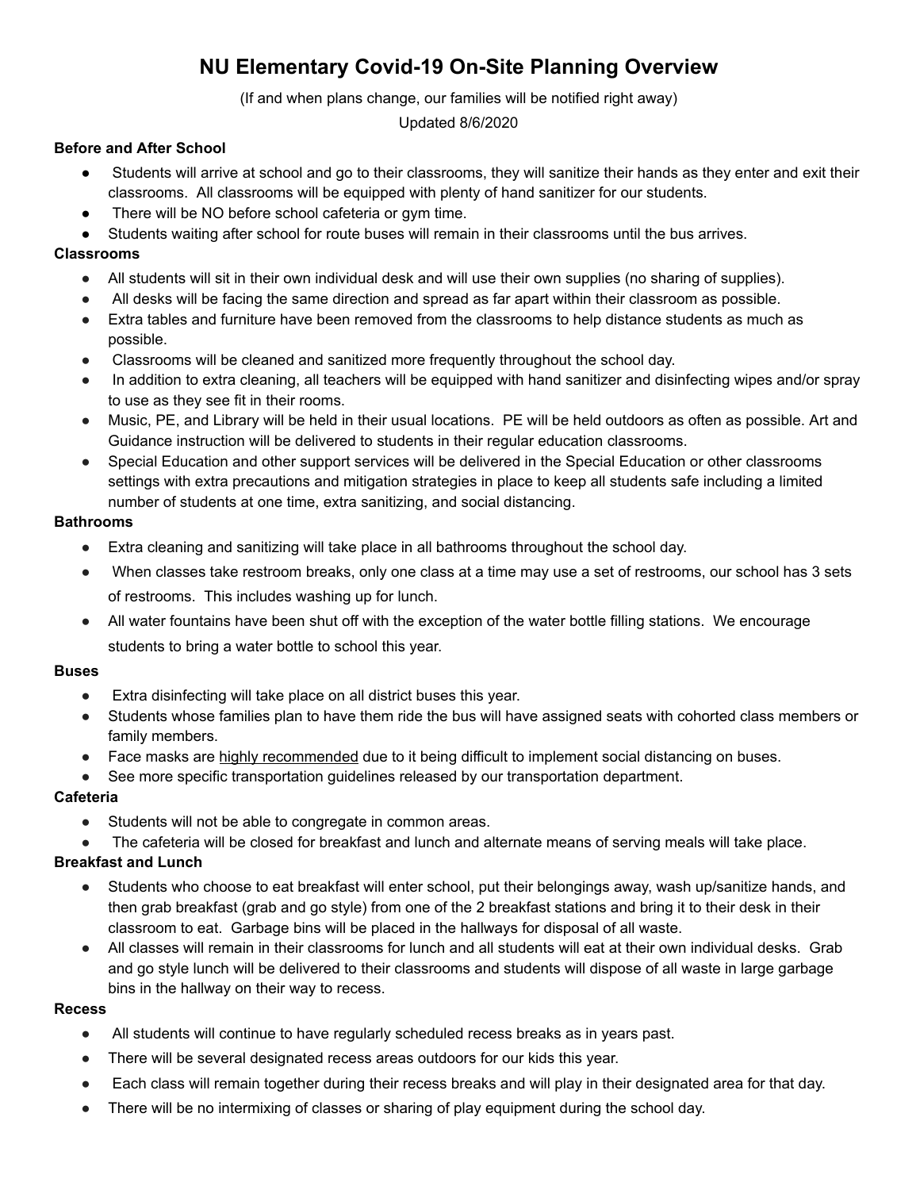# NU Elementary Covid-19 On-Site Planning Overview

(If and when plans change, our families will be notified right away)

Updated 8/6/2020

**Before and After School**

- Students will arrive at school and go to their classrooms, they will sanitize their hands as they enter and exit their classrooms. All classrooms will be equipped with plenty of hand sanitizer for our students.
- There will be NO before school cafeteria or gym time.
- Students waiting after school for route buses will remain in their classrooms until the bus arrives.

**Classrooms**

- All students will sit in their own individual desk and will use their own supplies (no sharing of supplies).
- All desks will be facing the same direction and spread as far apart within their classroom as possible.
- Extra tables and furniture have been removed from the classrooms to help distance students as much as possible.
- Classrooms will be cleaned and sanitized more frequently throughout the school day.
- In addition to extra cleaning, all teachers will be equipped with hand sanitizer and disinfecting wipes and/or spray to use as they see fit in their rooms.
- Music, PE, and Library will be held in their usual locations. PE will be held outdoors as often as possible. Art and Guidance instruction will be delivered to students in their regular education classrooms.
- Special Education and other support services will be delivered in the Special Education or other classrooms settings with extra precautions and mitigation strategies in place to keep all students safe including a limited number of students at one time, extra sanitizing, and social distancing.

**Bathrooms**

- Extra cleaning and sanitizing will take place in all bathrooms throughout the school day.
- When classes take restroom breaks, only one class at a time may use a set of restrooms, our school has 3 sets of restrooms. This includes washing up for lunch.
- All water fountains have been shut off with the exception of the water bottle filling stations. We encourage students to bring a water bottle to school this year.

**Buses**

- Extra disinfecting will take place on all district buses this year.
- Students whose families plan to have them ride the bus will have assigned seats with cohorted class members or family members.
- Face masks are <u>highly recommended</u> due to it being difficult to implement social distancing on buses.
- See more specific transportation guidelines released by our transportation department.

**Cafeteria**

- Students will not be able to congregate in common areas.
- The cafeteria will be closed for breakfast and lunch and alternate means of serving meals will take place.

**Breakfast and Lunch**

- Students who choose to eat breakfast will enter school, put their belongings away, wash up/sanitize hands, and then grab breakfast (grab and go style) from one of the 2 breakfast stations and bring it to their desk in their classroom to eat. Garbage bins will be placed in the hallways for disposal of all waste.
- All classes will remain in their classrooms for lunch and all students will eat at their own individual desks. Grab and go style lunch will be delivered to their classrooms and students will dispose of all waste in large garbage bins in the hallway on their way to recess.

**Recess**

- All students will continue to have regularly scheduled recess breaks as in years past.
- There will be several designated recess areas outdoors for our kids this year.
- Each class will remain together during their recess breaks and will play in their designated area for that day.
- There will be no intermixing of classes or sharing of play equipment during the school day.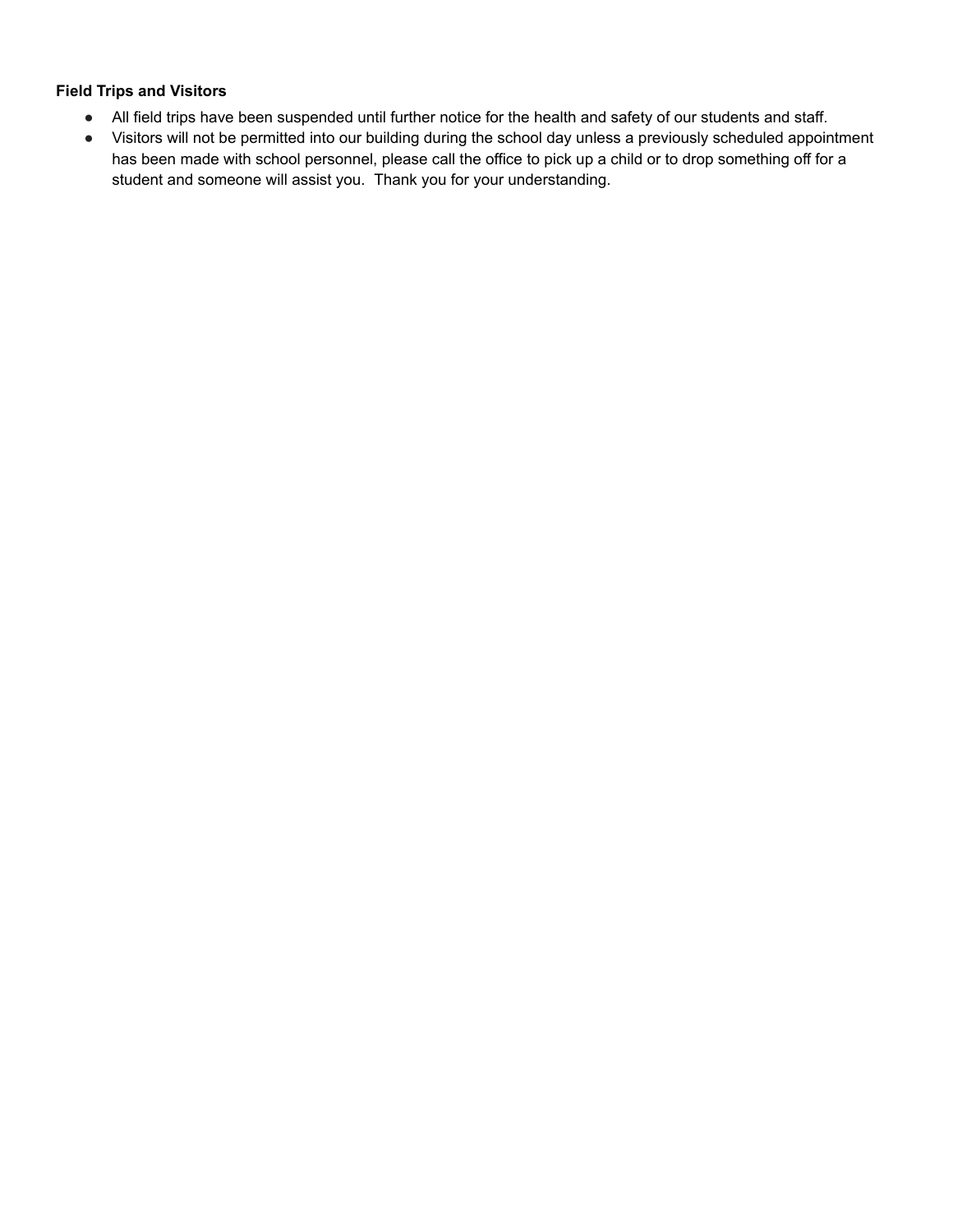**Field Trips and Visitors**

- All field trips have been suspended until further notice for the health and safety of our students and staff.
- Visitors will not be permitted into our building during the school day unless a previously scheduled appointment has been made with school personnel, please call the office to pick up a child or to drop something off for a student and someone will assist you. Thank you for your understanding.